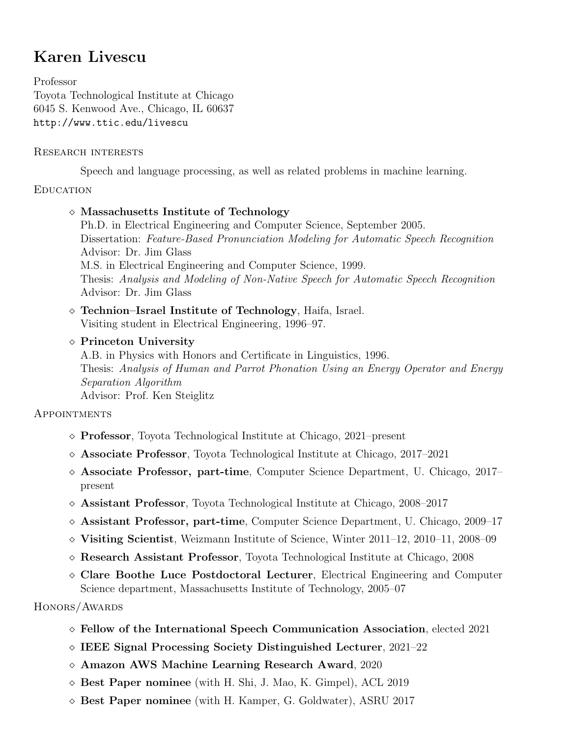# Karen Livescu

Professor
Toyota Technological Institute at Chicago
6045 S. Kenwood Ave., Chicago, IL 60637
http://www.ttic.edu/livescu

## Research interests

Speech and language processing, as well as related problems in machine learning.

## Education

- **Massachusetts Institute of Technology**
  Ph.D. in Electrical Engineering and Computer Science, September 2005.
  Dissertation: *Feature-Based Pronunciation Modeling for Automatic Speech Recognition*
  Advisor: Dr. Jim Glass
  M.S. in Electrical Engineering and Computer Science, 1999.
  Thesis: *Analysis and Modeling of Non-Native Speech for Automatic Speech Recognition*
  Advisor: Dr. Jim Glass
- **Technion–Israel Institute of Technology**, Haifa, Israel.
  Visiting student in Electrical Engineering, 1996–97.
- **Princeton University**
  A.B. in Physics with Honors and Certificate in Linguistics, 1996.
  Thesis: *Analysis of Human and Parrot Phonation Using an Energy Operator and Energy Separation Algorithm*
  Advisor: Prof. Ken Steiglitz

## Appointments

- **Professor**, Toyota Technological Institute at Chicago, 2021–present
- **Associate Professor**, Toyota Technological Institute at Chicago, 2017–2021
- **Associate Professor, part-time**, Computer Science Department, U. Chicago, 2017–present
- **Assistant Professor**, Toyota Technological Institute at Chicago, 2008–2017
- **Assistant Professor, part-time**, Computer Science Department, U. Chicago, 2009–17
- **Visiting Scientist**, Weizmann Institute of Science, Winter 2011–12, 2010–11, 2008–09
- **Research Assistant Professor**, Toyota Technological Institute at Chicago, 2008
- **Clare Boothe Luce Postdoctoral Lecturer**, Electrical Engineering and Computer Science department, Massachusetts Institute of Technology, 2005–07

## Honors/Awards

- **Fellow of the International Speech Communication Association**, elected 2021
- **IEEE Signal Processing Society Distinguished Lecturer**, 2021–22
- **Amazon AWS Machine Learning Research Award**, 2020
- **Best Paper nominee** (with H. Shi, J. Mao, K. Gimpel), ACL 2019
- **Best Paper nominee** (with H. Kamper, G. Goldwater), ASRU 2017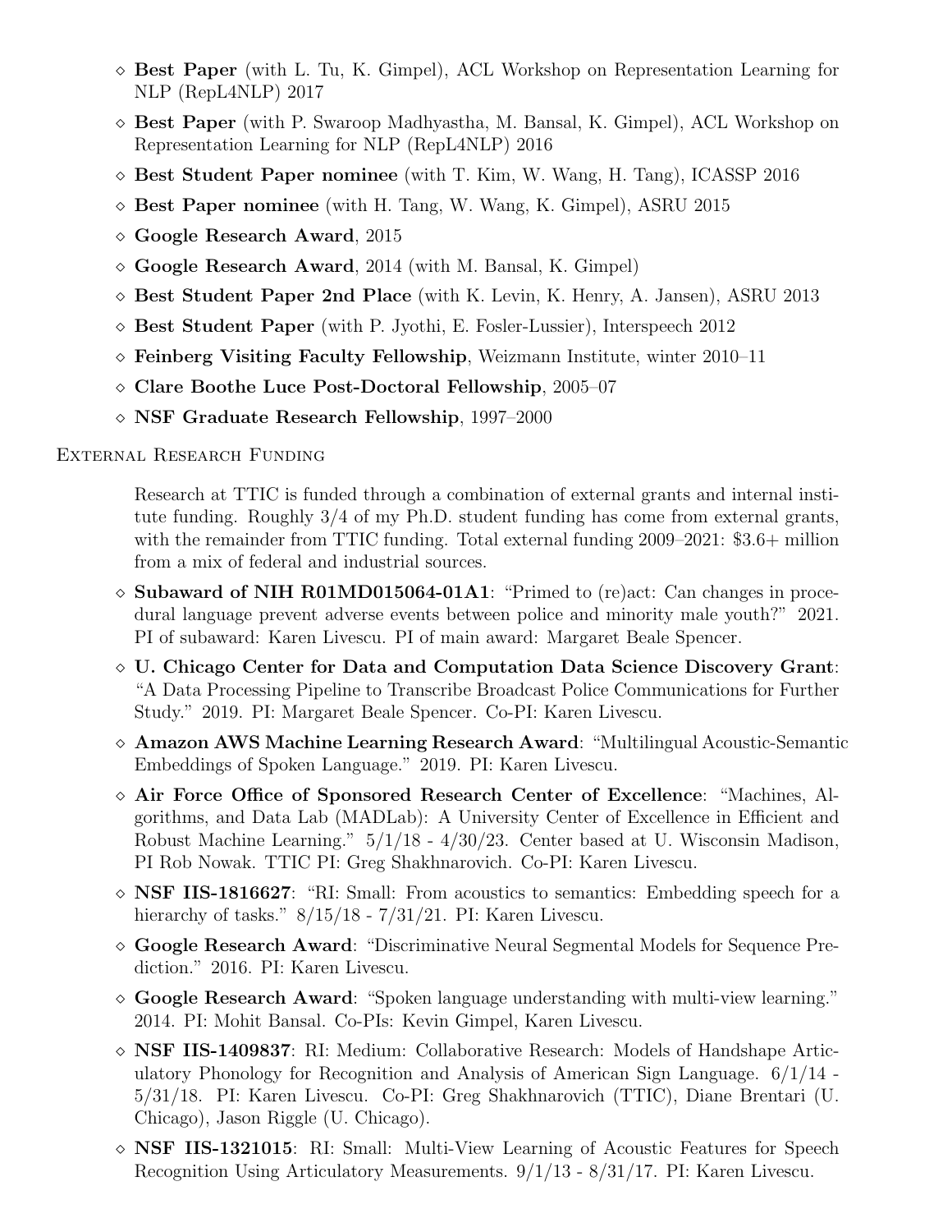- **Best Paper** (with L. Tu, K. Gimpel), ACL Workshop on Representation Learning for NLP (RepL4NLP) 2017
- **Best Paper** (with P. Swaroop Madhyastha, M. Bansal, K. Gimpel), ACL Workshop on Representation Learning for NLP (RepL4NLP) 2016
- **Best Student Paper nominee** (with T. Kim, W. Wang, H. Tang), ICASSP 2016
- **Best Paper nominee** (with H. Tang, W. Wang, K. Gimpel), ASRU 2015
- **Google Research Award**, 2015
- **Google Research Award**, 2014 (with M. Bansal, K. Gimpel)
- **Best Student Paper 2nd Place** (with K. Levin, K. Henry, A. Jansen), ASRU 2013
- **Best Student Paper** (with P. Jyothi, E. Fosler-Lussier), Interspeech 2012
- **Feinberg Visiting Faculty Fellowship**, Weizmann Institute, winter 2010–11
- **Clare Boothe Luce Post-Doctoral Fellowship**, 2005–07
- **NSF Graduate Research Fellowship**, 1997–2000

## External Research Funding

Research at TTIC is funded through a combination of external grants and internal institute funding. Roughly 3/4 of my Ph.D. student funding has come from external grants, with the remainder from TTIC funding. Total external funding 2009–2021: $3.6+ million from a mix of federal and industrial sources.

- **Subaward of NIH R01MD015064-01A1**: "Primed to (re)act: Can changes in procedural language prevent adverse events between police and minority male youth?" 2021. PI of subaward: Karen Livescu. PI of main award: Margaret Beale Spencer.
- **U. Chicago Center for Data and Computation Data Science Discovery Grant**: "A Data Processing Pipeline to Transcribe Broadcast Police Communications for Further Study." 2019. PI: Margaret Beale Spencer. Co-PI: Karen Livescu.
- **Amazon AWS Machine Learning Research Award**: "Multilingual Acoustic-Semantic Embeddings of Spoken Language." 2019. PI: Karen Livescu.
- **Air Force Office of Sponsored Research Center of Excellence**: "Machines, Algorithms, and Data Lab (MADLab): A University Center of Excellence in Efficient and Robust Machine Learning." 5/1/18 - 4/30/23. Center based at U. Wisconsin Madison, PI Rob Nowak. TTIC PI: Greg Shakhnarovich. Co-PI: Karen Livescu.
- **NSF IIS-1816627**: "RI: Small: From acoustics to semantics: Embedding speech for a hierarchy of tasks." 8/15/18 - 7/31/21. PI: Karen Livescu.
- **Google Research Award**: "Discriminative Neural Segmental Models for Sequence Prediction." 2016. PI: Karen Livescu.
- **Google Research Award**: "Spoken language understanding with multi-view learning." 2014. PI: Mohit Bansal. Co-PIs: Kevin Gimpel, Karen Livescu.
- **NSF IIS-1409837**: RI: Medium: Collaborative Research: Models of Handshape Articulatory Phonology for Recognition and Analysis of American Sign Language. 6/1/14 - 5/31/18. PI: Karen Livescu. Co-PI: Greg Shakhnarovich (TTIC), Diane Brentari (U. Chicago), Jason Riggle (U. Chicago).
- **NSF IIS-1321015**: RI: Small: Multi-View Learning of Acoustic Features for Speech Recognition Using Articulatory Measurements. 9/1/13 - 8/31/17. PI: Karen Livescu.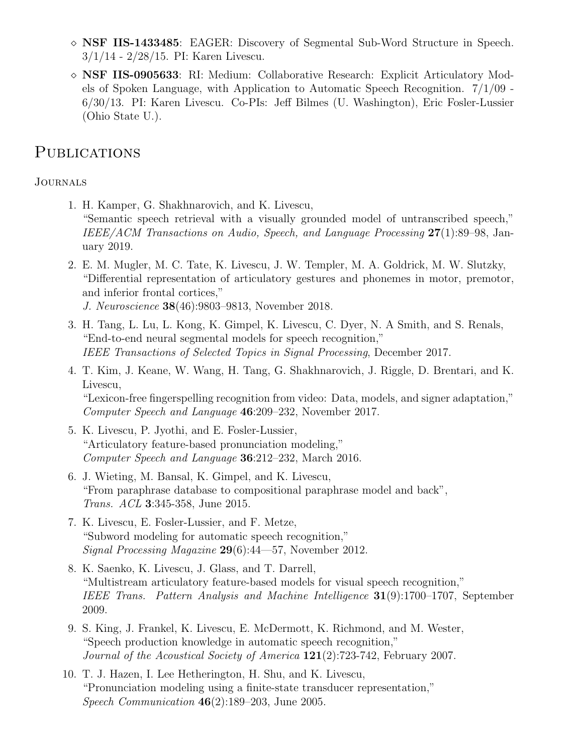- **NSF IIS-1433485**: EAGER: Discovery of Segmental Sub-Word Structure in Speech. 3/1/14 - 2/28/15. PI: Karen Livescu.
- **NSF IIS-0905633**: RI: Medium: Collaborative Research: Explicit Articulatory Models of Spoken Language, with Application to Automatic Speech Recognition. 7/1/09 - 6/30/13. PI: Karen Livescu. Co-PIs: Jeff Bilmes (U. Washington), Eric Fosler-Lussier (Ohio State U.).

# Publications

## Journals

1. H. Kamper, G. Shakhnarovich, and K. Livescu,
   "Semantic speech retrieval with a visually grounded model of untranscribed speech,"
   *IEEE/ACM Transactions on Audio, Speech, and Language Processing* **27**(1):89–98, January 2019.
2. E. M. Mugler, M. C. Tate, K. Livescu, J. W. Templer, M. A. Goldrick, M. W. Slutzky,
   "Differential representation of articulatory gestures and phonemes in motor, premotor, and inferior frontal cortices,"
   *J. Neuroscience* **38**(46):9803–9813, November 2018.
3. H. Tang, L. Lu, L. Kong, K. Gimpel, K. Livescu, C. Dyer, N. A Smith, and S. Renals,
   "End-to-end neural segmental models for speech recognition,"
   *IEEE Transactions of Selected Topics in Signal Processing*, December 2017.
4. T. Kim, J. Keane, W. Wang, H. Tang, G. Shakhnarovich, J. Riggle, D. Brentari, and K. Livescu,
   "Lexicon-free fingerspelling recognition from video: Data, models, and signer adaptation,"
   *Computer Speech and Language* **46**:209–232, November 2017.
5. K. Livescu, P. Jyothi, and E. Fosler-Lussier,
   "Articulatory feature-based pronunciation modeling,"
   *Computer Speech and Language* **36**:212–232, March 2016.
6. J. Wieting, M. Bansal, K. Gimpel, and K. Livescu,
   "From paraphrase database to compositional paraphrase model and back",
   *Trans. ACL* **3**:345-358, June 2015.
7. K. Livescu, E. Fosler-Lussier, and F. Metze,
   "Subword modeling for automatic speech recognition,"
   *Signal Processing Magazine* **29**(6):44—57, November 2012.
8. K. Saenko, K. Livescu, J. Glass, and T. Darrell,
   "Multistream articulatory feature-based models for visual speech recognition,"
   *IEEE Trans. Pattern Analysis and Machine Intelligence* **31**(9):1700–1707, September 2009.
9. S. King, J. Frankel, K. Livescu, E. McDermott, K. Richmond, and M. Wester,
   "Speech production knowledge in automatic speech recognition,"
   *Journal of the Acoustical Society of America* **121**(2):723-742, February 2007.
10. T. J. Hazen, I. Lee Hetherington, H. Shu, and K. Livescu,
    "Pronunciation modeling using a finite-state transducer representation,"
    *Speech Communication* **46**(2):189–203, June 2005.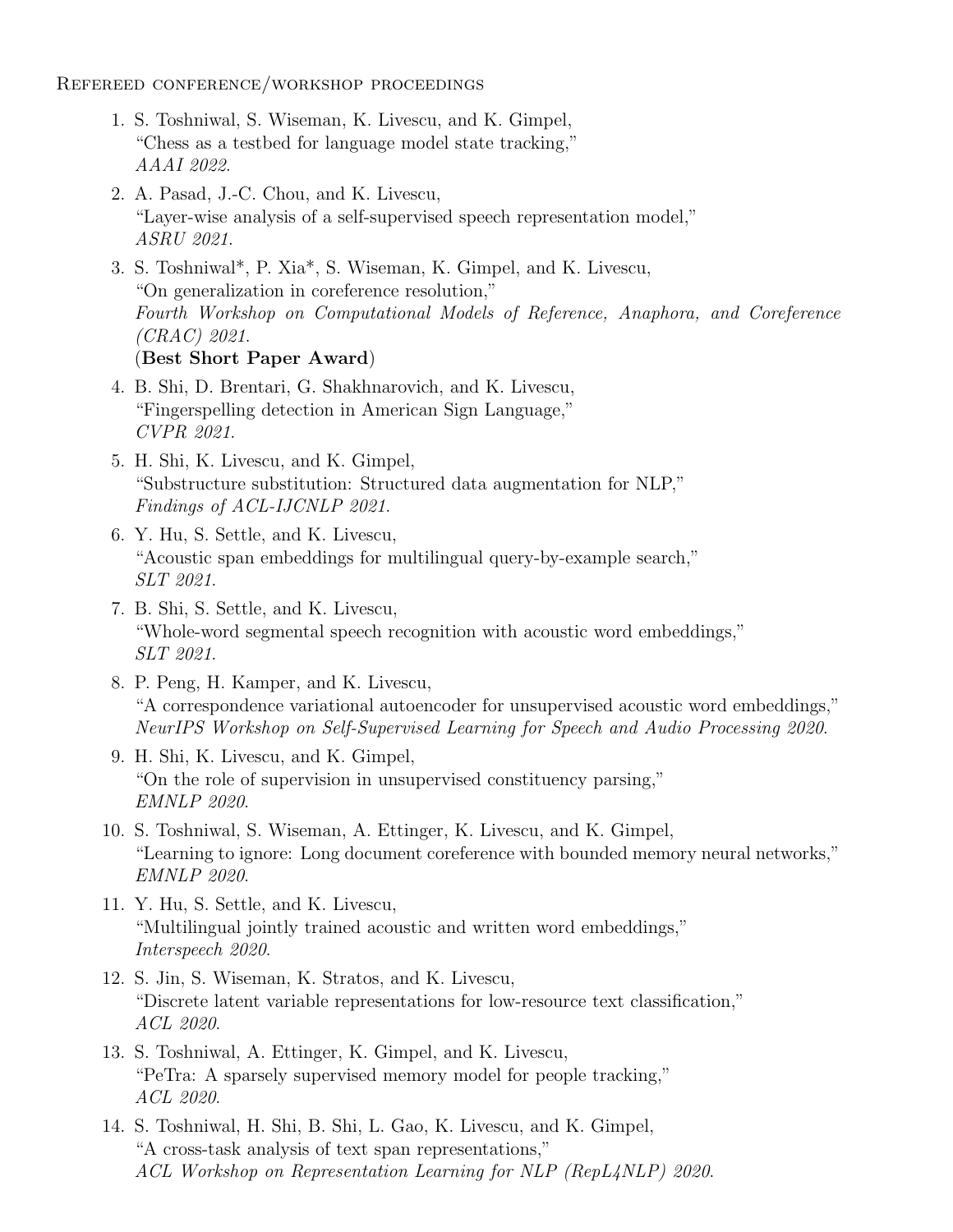### Refereed conference/workshop proceedings

1. S. Toshniwal, S. Wiseman, K. Livescu, and K. Gimpel,
   "Chess as a testbed for language model state tracking,"
   *AAAI 2022*.
2. A. Pasad, J.-C. Chou, and K. Livescu,
   "Layer-wise analysis of a self-supervised speech representation model,"
   *ASRU 2021*.
3. S. Toshniwal*, P. Xia*, S. Wiseman, K. Gimpel, and K. Livescu,
   "On generalization in coreference resolution,"
   *Fourth Workshop on Computational Models of Reference, Anaphora, and Coreference (CRAC) 2021*.
   (**Best Short Paper Award**)
4. B. Shi, D. Brentari, G. Shakhnarovich, and K. Livescu,
   "Fingerspelling detection in American Sign Language,"
   *CVPR 2021*.
5. H. Shi, K. Livescu, and K. Gimpel,
   "Substructure substitution: Structured data augmentation for NLP,"
   *Findings of ACL-IJCNLP 2021*.
6. Y. Hu, S. Settle, and K. Livescu,
   "Acoustic span embeddings for multilingual query-by-example search,"
   *SLT 2021*.
7. B. Shi, S. Settle, and K. Livescu,
   "Whole-word segmental speech recognition with acoustic word embeddings,"
   *SLT 2021*.
8. P. Peng, H. Kamper, and K. Livescu,
   "A correspondence variational autoencoder for unsupervised acoustic word embeddings,"
   *NeurIPS Workshop on Self-Supervised Learning for Speech and Audio Processing 2020*.
9. H. Shi, K. Livescu, and K. Gimpel,
   "On the role of supervision in unsupervised constituency parsing,"
   *EMNLP 2020*.
10. S. Toshniwal, S. Wiseman, A. Ettinger, K. Livescu, and K. Gimpel,
    "Learning to ignore: Long document coreference with bounded memory neural networks,"
    *EMNLP 2020*.
11. Y. Hu, S. Settle, and K. Livescu,
    "Multilingual jointly trained acoustic and written word embeddings,"
    *Interspeech 2020*.
12. S. Jin, S. Wiseman, K. Stratos, and K. Livescu,
    "Discrete latent variable representations for low-resource text classification,"
    *ACL 2020*.
13. S. Toshniwal, A. Ettinger, K. Gimpel, and K. Livescu,
    "PeTra: A sparsely supervised memory model for people tracking,"
    *ACL 2020*.
14. S. Toshniwal, H. Shi, B. Shi, L. Gao, K. Livescu, and K. Gimpel,
    "A cross-task analysis of text span representations,"
    *ACL Workshop on Representation Learning for NLP (RepL4NLP) 2020*.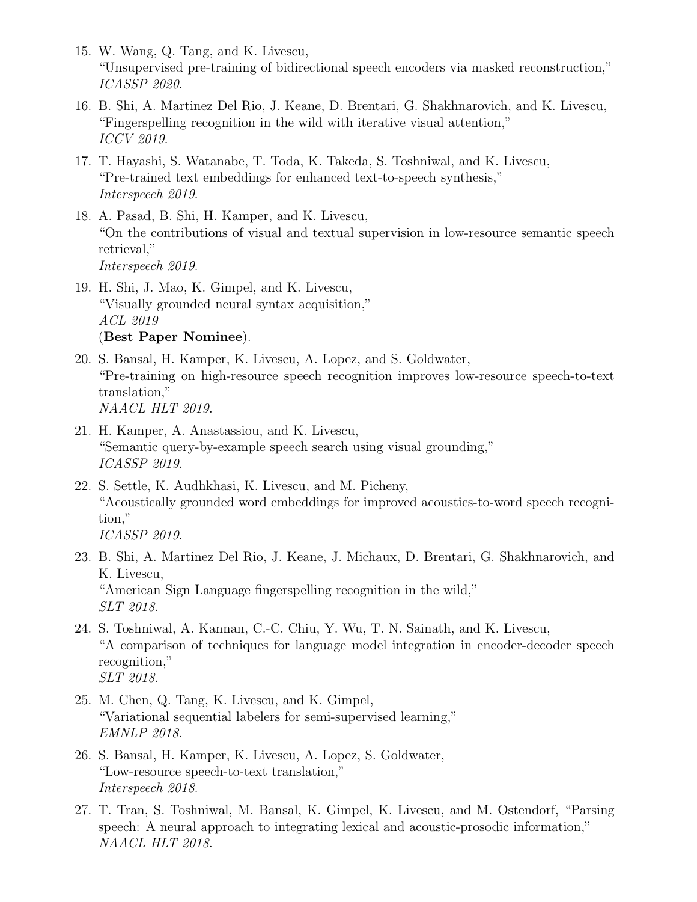15. W. Wang, Q. Tang, and K. Livescu,
"Unsupervised pre-training of bidirectional speech encoders via masked reconstruction,"
*ICASSP 2020*.

16. B. Shi, A. Martinez Del Rio, J. Keane, D. Brentari, G. Shakhnarovich, and K. Livescu,
"Fingerspelling recognition in the wild with iterative visual attention,"
*ICCV 2019*.

17. T. Hayashi, S. Watanabe, T. Toda, K. Takeda, S. Toshniwal, and K. Livescu,
"Pre-trained text embeddings for enhanced text-to-speech synthesis,"
*Interspeech 2019*.

18. A. Pasad, B. Shi, H. Kamper, and K. Livescu,
"On the contributions of visual and textual supervision in low-resource semantic speech retrieval,"
*Interspeech 2019*.

19. H. Shi, J. Mao, K. Gimpel, and K. Livescu,
"Visually grounded neural syntax acquisition,"
*ACL 2019*
(**Best Paper Nominee**).

20. S. Bansal, H. Kamper, K. Livescu, A. Lopez, and S. Goldwater,
"Pre-training on high-resource speech recognition improves low-resource speech-to-text translation,"
*NAACL HLT 2019*.

21. H. Kamper, A. Anastassiou, and K. Livescu,
"Semantic query-by-example speech search using visual grounding,"
*ICASSP 2019*.

22. S. Settle, K. Audhkhasi, K. Livescu, and M. Picheny,
"Acoustically grounded word embeddings for improved acoustics-to-word speech recognition,"
*ICASSP 2019*.

23. B. Shi, A. Martinez Del Rio, J. Keane, J. Michaux, D. Brentari, G. Shakhnarovich, and K. Livescu,
"American Sign Language fingerspelling recognition in the wild,"
*SLT 2018*.

24. S. Toshniwal, A. Kannan, C.-C. Chiu, Y. Wu, T. N. Sainath, and K. Livescu,
"A comparison of techniques for language model integration in encoder-decoder speech recognition,"
*SLT 2018*.

25. M. Chen, Q. Tang, K. Livescu, and K. Gimpel,
"Variational sequential labelers for semi-supervised learning,"
*EMNLP 2018*.

26. S. Bansal, H. Kamper, K. Livescu, A. Lopez, S. Goldwater,
"Low-resource speech-to-text translation,"
*Interspeech 2018*.

27. T. Tran, S. Toshniwal, M. Bansal, K. Gimpel, K. Livescu, and M. Ostendorf, "Parsing speech: A neural approach to integrating lexical and acoustic-prosodic information,"
*NAACL HLT 2018.*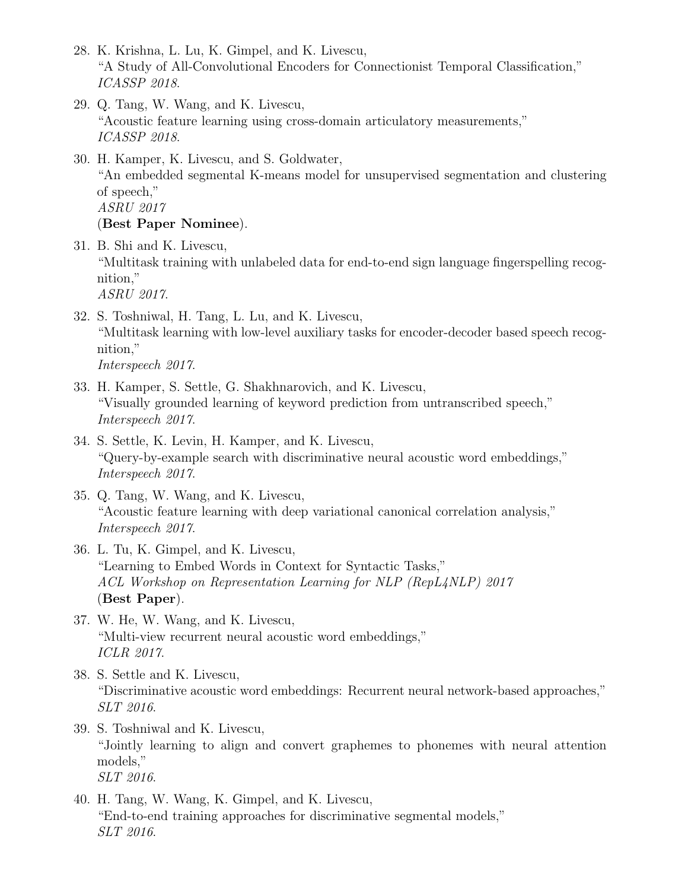28. K. Krishna, L. Lu, K. Gimpel, and K. Livescu,
"A Study of All-Convolutional Encoders for Connectionist Temporal Classification,"
*ICASSP 2018*.

29. Q. Tang, W. Wang, and K. Livescu,
"Acoustic feature learning using cross-domain articulatory measurements,"
*ICASSP 2018*.

30. H. Kamper, K. Livescu, and S. Goldwater,
"An embedded segmental K-means model for unsupervised segmentation and clustering of speech,"
*ASRU 2017*
(**Best Paper Nominee**).

31. B. Shi and K. Livescu,
"Multitask training with unlabeled data for end-to-end sign language fingerspelling recognition,"
*ASRU 2017*.

32. S. Toshniwal, H. Tang, L. Lu, and K. Livescu,
"Multitask learning with low-level auxiliary tasks for encoder-decoder based speech recognition,"
*Interspeech 2017*.

33. H. Kamper, S. Settle, G. Shakhnarovich, and K. Livescu,
"Visually grounded learning of keyword prediction from untranscribed speech,"
*Interspeech 2017*.

34. S. Settle, K. Levin, H. Kamper, and K. Livescu,
"Query-by-example search with discriminative neural acoustic word embeddings,"
*Interspeech 2017*.

35. Q. Tang, W. Wang, and K. Livescu,
"Acoustic feature learning with deep variational canonical correlation analysis,"
*Interspeech 2017*.

36. L. Tu, K. Gimpel, and K. Livescu,
"Learning to Embed Words in Context for Syntactic Tasks,"
*ACL Workshop on Representation Learning for NLP (RepL4NLP) 2017*
(**Best Paper**).

37. W. He, W. Wang, and K. Livescu,
"Multi-view recurrent neural acoustic word embeddings,"
*ICLR 2017*.

38. S. Settle and K. Livescu,
"Discriminative acoustic word embeddings: Recurrent neural network-based approaches,"
*SLT 2016*.

39. S. Toshniwal and K. Livescu,
"Jointly learning to align and convert graphemes to phonemes with neural attention models,"
*SLT 2016*.

40. H. Tang, W. Wang, K. Gimpel, and K. Livescu,
"End-to-end training approaches for discriminative segmental models,"
*SLT 2016*.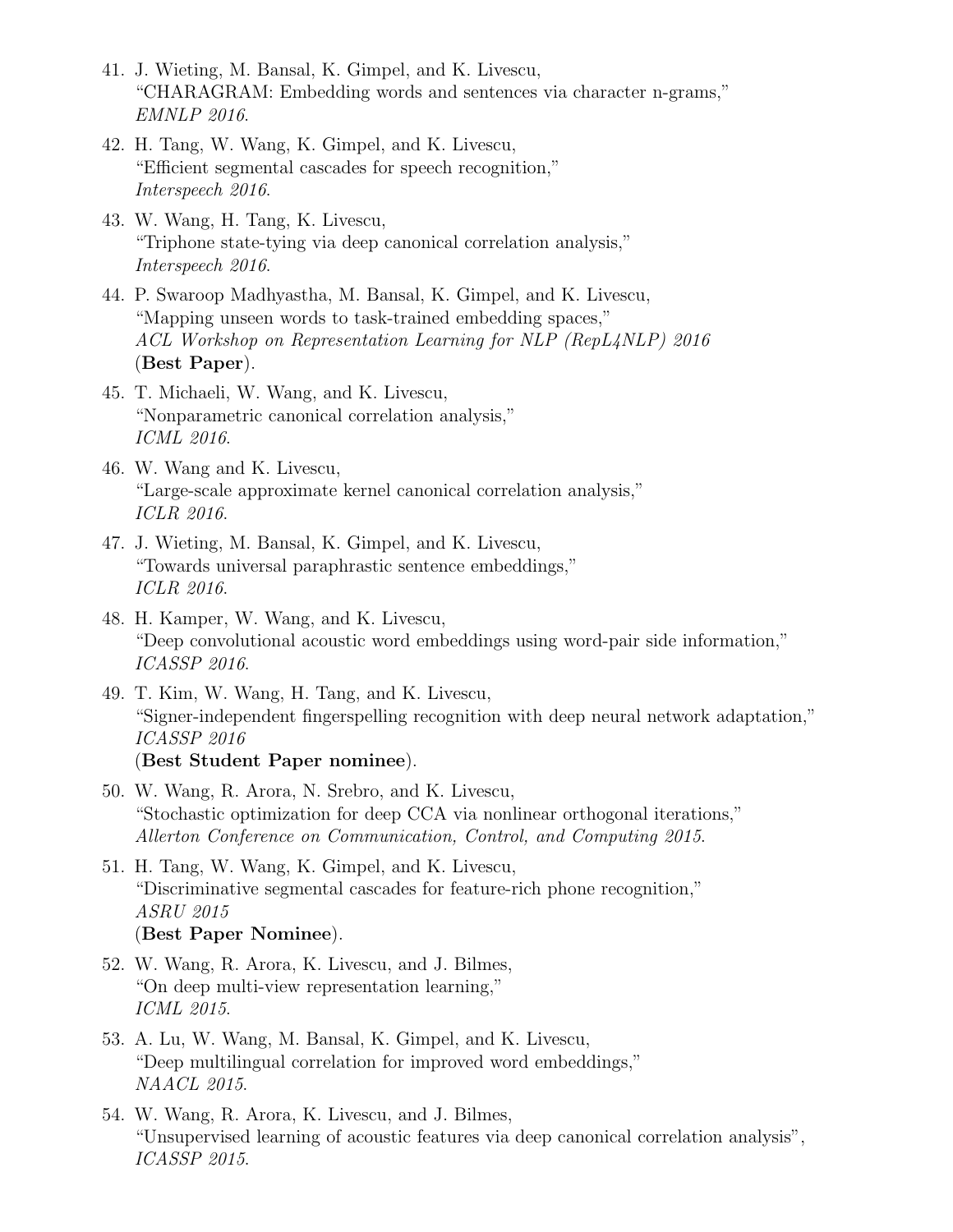41. J. Wieting, M. Bansal, K. Gimpel, and K. Livescu,
"CHARAGRAM: Embedding words and sentences via character n-grams,"
*EMNLP 2016*.

42. H. Tang, W. Wang, K. Gimpel, and K. Livescu,
"Efficient segmental cascades for speech recognition,"
*Interspeech 2016*.

43. W. Wang, H. Tang, K. Livescu,
"Triphone state-tying via deep canonical correlation analysis,"
*Interspeech 2016*.

44. P. Swaroop Madhyastha, M. Bansal, K. Gimpel, and K. Livescu,
"Mapping unseen words to task-trained embedding spaces,"
*ACL Workshop on Representation Learning for NLP (RepL4NLP) 2016*
(**Best Paper**).

45. T. Michaeli, W. Wang, and K. Livescu,
"Nonparametric canonical correlation analysis,"
*ICML 2016*.

46. W. Wang and K. Livescu,
"Large-scale approximate kernel canonical correlation analysis,"
*ICLR 2016*.

47. J. Wieting, M. Bansal, K. Gimpel, and K. Livescu,
"Towards universal paraphrastic sentence embeddings,"
*ICLR 2016*.

48. H. Kamper, W. Wang, and K. Livescu,
"Deep convolutional acoustic word embeddings using word-pair side information,"
*ICASSP 2016*.

49. T. Kim, W. Wang, H. Tang, and K. Livescu,
"Signer-independent fingerspelling recognition with deep neural network adaptation,"
*ICASSP 2016*
(**Best Student Paper nominee**).

50. W. Wang, R. Arora, N. Srebro, and K. Livescu,
"Stochastic optimization for deep CCA via nonlinear orthogonal iterations,"
*Allerton Conference on Communication, Control, and Computing 2015*.

51. H. Tang, W. Wang, K. Gimpel, and K. Livescu,
"Discriminative segmental cascades for feature-rich phone recognition,"
*ASRU 2015*
(**Best Paper Nominee**).

52. W. Wang, R. Arora, K. Livescu, and J. Bilmes,
"On deep multi-view representation learning,"
*ICML 2015*.

53. A. Lu, W. Wang, M. Bansal, K. Gimpel, and K. Livescu,
"Deep multilingual correlation for improved word embeddings,"
*NAACL 2015*.

54. W. Wang, R. Arora, K. Livescu, and J. Bilmes,
"Unsupervised learning of acoustic features via deep canonical correlation analysis",
*ICASSP 2015*.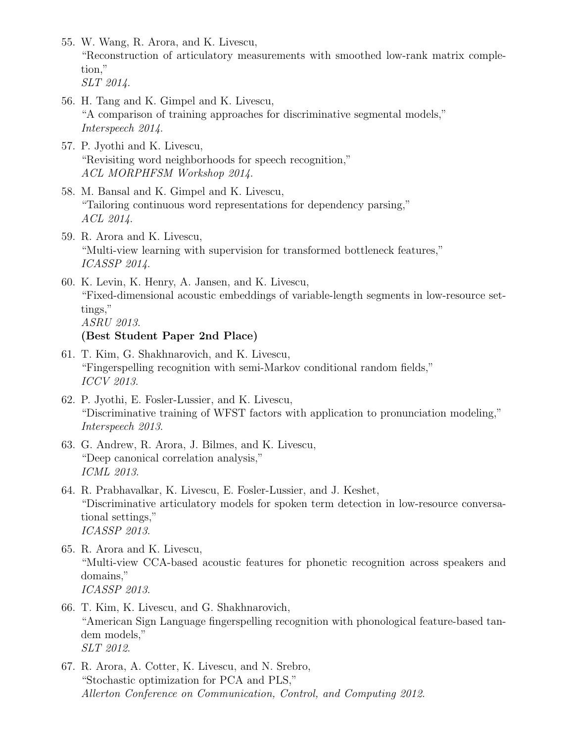55. W. Wang, R. Arora, and K. Livescu,
"Reconstruction of articulatory measurements with smoothed low-rank matrix completion,"
*SLT 2014*.

56. H. Tang and K. Gimpel and K. Livescu,
"A comparison of training approaches for discriminative segmental models,"
*Interspeech 2014*.

57. P. Jyothi and K. Livescu,
"Revisiting word neighborhoods for speech recognition,"
*ACL MORPHFSM Workshop 2014*.

58. M. Bansal and K. Gimpel and K. Livescu,
"Tailoring continuous word representations for dependency parsing,"
*ACL 2014*.

59. R. Arora and K. Livescu,
"Multi-view learning with supervision for transformed bottleneck features,"
*ICASSP 2014*.

60. K. Levin, K. Henry, A. Jansen, and K. Livescu,
"Fixed-dimensional acoustic embeddings of variable-length segments in low-resource settings,"
*ASRU 2013*.
**(Best Student Paper 2nd Place)**

61. T. Kim, G. Shakhnarovich, and K. Livescu,
"Fingerspelling recognition with semi-Markov conditional random fields,"
*ICCV 2013*.

62. P. Jyothi, E. Fosler-Lussier, and K. Livescu,
"Discriminative training of WFST factors with application to pronunciation modeling,"
*Interspeech 2013*.

63. G. Andrew, R. Arora, J. Bilmes, and K. Livescu,
"Deep canonical correlation analysis,"
*ICML 2013*.

64. R. Prabhavalkar, K. Livescu, E. Fosler-Lussier, and J. Keshet,
"Discriminative articulatory models for spoken term detection in low-resource conversational settings,"
*ICASSP 2013*.

65. R. Arora and K. Livescu,
"Multi-view CCA-based acoustic features for phonetic recognition across speakers and domains,"
*ICASSP 2013*.

66. T. Kim, K. Livescu, and G. Shakhnarovich,
"American Sign Language fingerspelling recognition with phonological feature-based tandem models,"
*SLT 2012*.

67. R. Arora, A. Cotter, K. Livescu, and N. Srebro,
"Stochastic optimization for PCA and PLS,"
*Allerton Conference on Communication, Control, and Computing 2012*.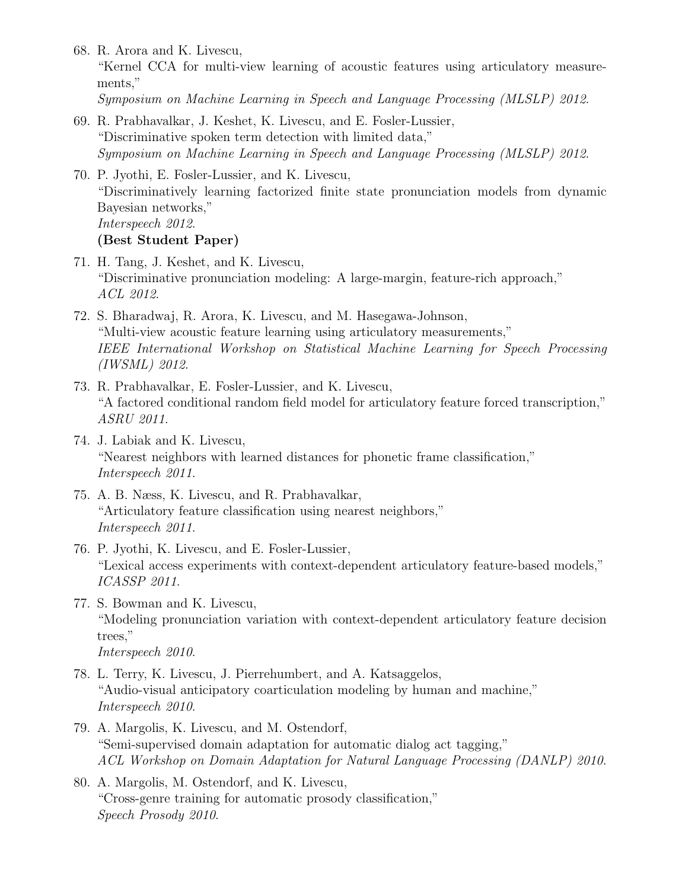68. R. Arora and K. Livescu,
"Kernel CCA for multi-view learning of acoustic features using articulatory measurements,"
*Symposium on Machine Learning in Speech and Language Processing (MLSLP) 2012.*

69. R. Prabhavalkar, J. Keshet, K. Livescu, and E. Fosler-Lussier,
"Discriminative spoken term detection with limited data,"
*Symposium on Machine Learning in Speech and Language Processing (MLSLP) 2012.*

70. P. Jyothi, E. Fosler-Lussier, and K. Livescu,
"Discriminatively learning factorized finite state pronunciation models from dynamic Bayesian networks,"
*Interspeech 2012.*
**(Best Student Paper)**

71. H. Tang, J. Keshet, and K. Livescu,
"Discriminative pronunciation modeling: A large-margin, feature-rich approach,"
*ACL 2012.*

72. S. Bharadwaj, R. Arora, K. Livescu, and M. Hasegawa-Johnson,
"Multi-view acoustic feature learning using articulatory measurements,"
*IEEE International Workshop on Statistical Machine Learning for Speech Processing (IWSML) 2012.*

73. R. Prabhavalkar, E. Fosler-Lussier, and K. Livescu,
"A factored conditional random field model for articulatory feature forced transcription,"
*ASRU 2011.*

74. J. Labiak and K. Livescu,
"Nearest neighbors with learned distances for phonetic frame classification,"
*Interspeech 2011.*

75. A. B. Næss, K. Livescu, and R. Prabhavalkar,
"Articulatory feature classification using nearest neighbors,"
*Interspeech 2011.*

76. P. Jyothi, K. Livescu, and E. Fosler-Lussier,
"Lexical access experiments with context-dependent articulatory feature-based models,"
*ICASSP 2011.*

77. S. Bowman and K. Livescu,
"Modeling pronunciation variation with context-dependent articulatory feature decision trees,"
*Interspeech 2010.*

78. L. Terry, K. Livescu, J. Pierrehumbert, and A. Katsaggelos,
"Audio-visual anticipatory coarticulation modeling by human and machine,"
*Interspeech 2010.*

79. A. Margolis, K. Livescu, and M. Ostendorf,
"Semi-supervised domain adaptation for automatic dialog act tagging,"
*ACL Workshop on Domain Adaptation for Natural Language Processing (DANLP) 2010.*

80. A. Margolis, M. Ostendorf, and K. Livescu,
"Cross-genre training for automatic prosody classification,"
*Speech Prosody 2010.*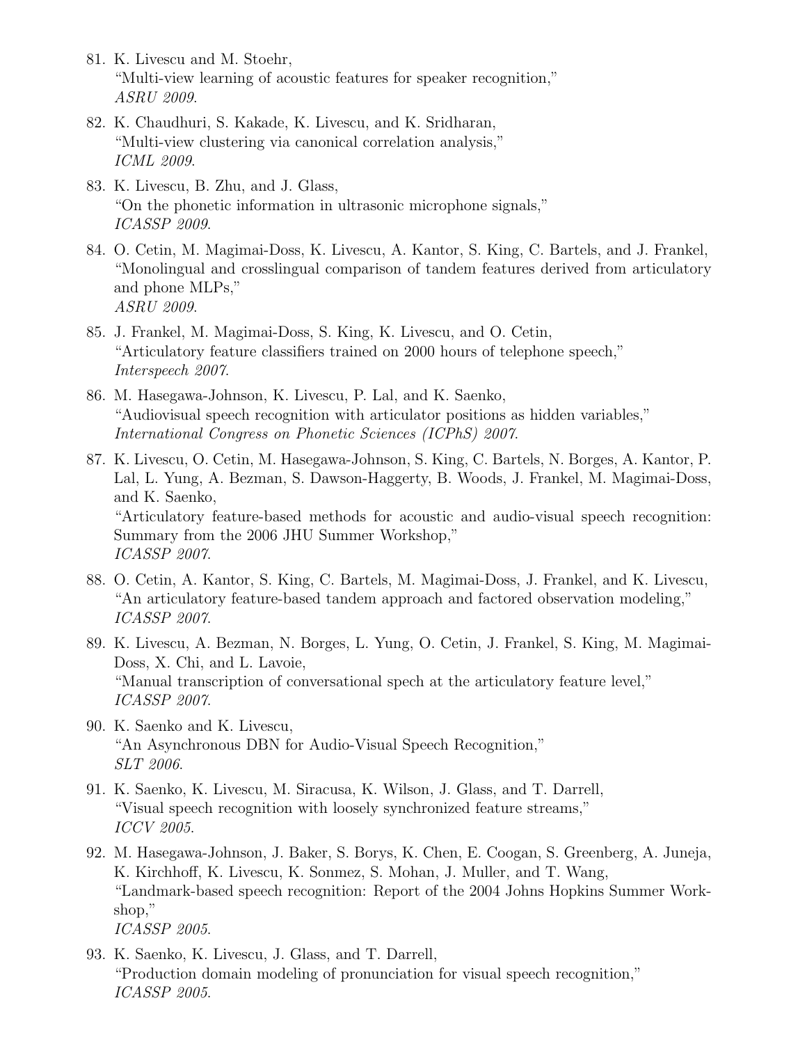81. K. Livescu and M. Stoehr,
"Multi-view learning of acoustic features for speaker recognition,"
*ASRU 2009*.

82. K. Chaudhuri, S. Kakade, K. Livescu, and K. Sridharan,
"Multi-view clustering via canonical correlation analysis,"
*ICML 2009*.

83. K. Livescu, B. Zhu, and J. Glass,
"On the phonetic information in ultrasonic microphone signals,"
*ICASSP 2009*.

84. O. Cetin, M. Magimai-Doss, K. Livescu, A. Kantor, S. King, C. Bartels, and J. Frankel,
"Monolingual and crosslingual comparison of tandem features derived from articulatory and phone MLPs,"
*ASRU 2009*.

85. J. Frankel, M. Magimai-Doss, S. King, K. Livescu, and O. Cetin,
"Articulatory feature classifiers trained on 2000 hours of telephone speech,"
*Interspeech 2007*.

86. M. Hasegawa-Johnson, K. Livescu, P. Lal, and K. Saenko,
"Audiovisual speech recognition with articulator positions as hidden variables,"
*International Congress on Phonetic Sciences (ICPhS) 2007*.

87. K. Livescu, O. Cetin, M. Hasegawa-Johnson, S. King, C. Bartels, N. Borges, A. Kantor, P. Lal, L. Yung, A. Bezman, S. Dawson-Haggerty, B. Woods, J. Frankel, M. Magimai-Doss, and K. Saenko,
"Articulatory feature-based methods for acoustic and audio-visual speech recognition: Summary from the 2006 JHU Summer Workshop,"
*ICASSP 2007*.

88. O. Cetin, A. Kantor, S. King, C. Bartels, M. Magimai-Doss, J. Frankel, and K. Livescu,
"An articulatory feature-based tandem approach and factored observation modeling,"
*ICASSP 2007*.

89. K. Livescu, A. Bezman, N. Borges, L. Yung, O. Cetin, J. Frankel, S. King, M. Magimai-Doss, X. Chi, and L. Lavoie,
"Manual transcription of conversational spech at the articulatory feature level,"
*ICASSP 2007*.

90. K. Saenko and K. Livescu,
"An Asynchronous DBN for Audio-Visual Speech Recognition,"
*SLT 2006*.

91. K. Saenko, K. Livescu, M. Siracusa, K. Wilson, J. Glass, and T. Darrell,
"Visual speech recognition with loosely synchronized feature streams,"
*ICCV 2005*.

92. M. Hasegawa-Johnson, J. Baker, S. Borys, K. Chen, E. Coogan, S. Greenberg, A. Juneja, K. Kirchhoff, K. Livescu, K. Sonmez, S. Mohan, J. Muller, and T. Wang,
"Landmark-based speech recognition: Report of the 2004 Johns Hopkins Summer Workshop,"
*ICASSP 2005*.

93. K. Saenko, K. Livescu, J. Glass, and T. Darrell,
"Production domain modeling of pronunciation for visual speech recognition,"
*ICASSP 2005*.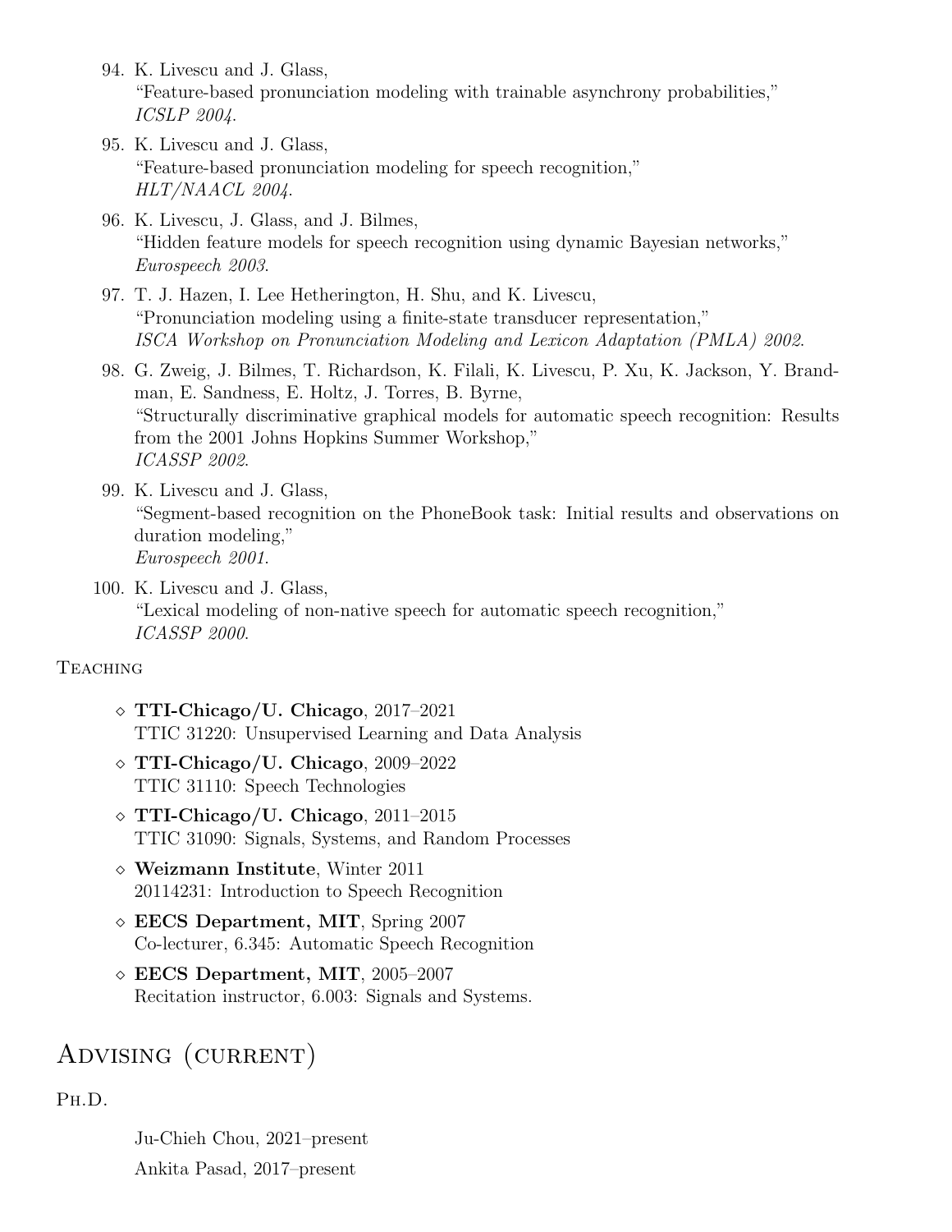94. K. Livescu and J. Glass,
    "Feature-based pronunciation modeling with trainable asynchrony probabilities,"
    *ICSLP 2004*.

95. K. Livescu and J. Glass,
    "Feature-based pronunciation modeling for speech recognition,"
    *HLT/NAACL 2004*.

96. K. Livescu, J. Glass, and J. Bilmes,
    "Hidden feature models for speech recognition using dynamic Bayesian networks,"
    *Eurospeech 2003*.

97. T. J. Hazen, I. Lee Hetherington, H. Shu, and K. Livescu,
    "Pronunciation modeling using a finite-state transducer representation,"
    *ISCA Workshop on Pronunciation Modeling and Lexicon Adaptation (PMLA) 2002*.

98. G. Zweig, J. Bilmes, T. Richardson, K. Filali, K. Livescu, P. Xu, K. Jackson, Y. Brandman, E. Sandness, E. Holtz, J. Torres, B. Byrne,
    "Structurally discriminative graphical models for automatic speech recognition: Results from the 2001 Johns Hopkins Summer Workshop,"
    *ICASSP 2002*.

99. K. Livescu and J. Glass,
    "Segment-based recognition on the PhoneBook task: Initial results and observations on duration modeling,"
    *Eurospeech 2001*.

100. K. Livescu and J. Glass,
    "Lexical modeling of non-native speech for automatic speech recognition,"
    *ICASSP 2000*.

### Teaching

- **TTI-Chicago/U. Chicago**, 2017–2021
  TTIC 31220: Unsupervised Learning and Data Analysis
- **TTI-Chicago/U. Chicago**, 2009–2022
  TTIC 31110: Speech Technologies
- **TTI-Chicago/U. Chicago**, 2011–2015
  TTIC 31090: Signals, Systems, and Random Processes
- **Weizmann Institute**, Winter 2011
  20114231: Introduction to Speech Recognition
- **EECS Department, MIT**, Spring 2007
  Co-lecturer, 6.345: Automatic Speech Recognition
- **EECS Department, MIT**, 2005–2007
  Recitation instructor, 6.003: Signals and Systems.

## Advising (current)

### Ph.D.

Ju-Chieh Chou, 2021–present

Ankita Pasad, 2017–present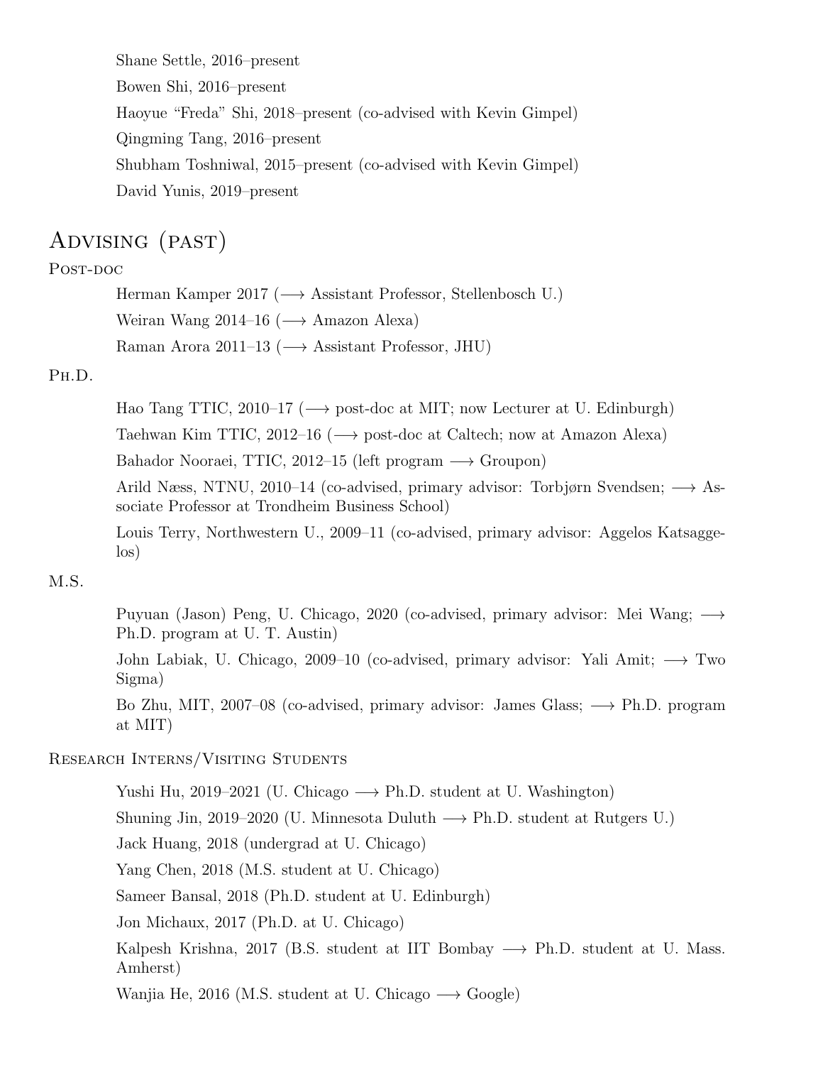Shane Settle, 2016–present

Bowen Shi, 2016–present

Haoyue "Freda" Shi, 2018–present (co-advised with Kevin Gimpel)

Qingming Tang, 2016–present

Shubham Toshniwal, 2015–present (co-advised with Kevin Gimpel)

David Yunis, 2019–present

# Advising (past)

## Post-doc

Herman Kamper 2017 (⟶ Assistant Professor, Stellenbosch U.)

Weiran Wang 2014–16 (⟶ Amazon Alexa)

Raman Arora 2011–13 (⟶ Assistant Professor, JHU)

## Ph.D.

Hao Tang TTIC, 2010–17 (⟶ post-doc at MIT; now Lecturer at U. Edinburgh)

Taehwan Kim TTIC, 2012–16 (⟶ post-doc at Caltech; now at Amazon Alexa)

Bahador Nooraei, TTIC, 2012–15 (left program ⟶ Groupon)

Arild Næss, NTNU, 2010–14 (co-advised, primary advisor: Torbjørn Svendsen; ⟶ Associate Professor at Trondheim Business School)

Louis Terry, Northwestern U., 2009–11 (co-advised, primary advisor: Aggelos Katsaggelos)

## M.S.

Puyuan (Jason) Peng, U. Chicago, 2020 (co-advised, primary advisor: Mei Wang; ⟶ Ph.D. program at U. T. Austin)

John Labiak, U. Chicago, 2009–10 (co-advised, primary advisor: Yali Amit; ⟶ Two Sigma)

Bo Zhu, MIT, 2007–08 (co-advised, primary advisor: James Glass; ⟶ Ph.D. program at MIT)

## Research Interns/Visiting Students

Yushi Hu, 2019–2021 (U. Chicago ⟶ Ph.D. student at U. Washington)

Shuning Jin, 2019–2020 (U. Minnesota Duluth ⟶ Ph.D. student at Rutgers U.)

Jack Huang, 2018 (undergrad at U. Chicago)

Yang Chen, 2018 (M.S. student at U. Chicago)

Sameer Bansal, 2018 (Ph.D. student at U. Edinburgh)

Jon Michaux, 2017 (Ph.D. at U. Chicago)

Kalpesh Krishna, 2017 (B.S. student at IIT Bombay ⟶ Ph.D. student at U. Mass. Amherst)

Wanjia He, 2016 (M.S. student at U. Chicago ⟶ Google)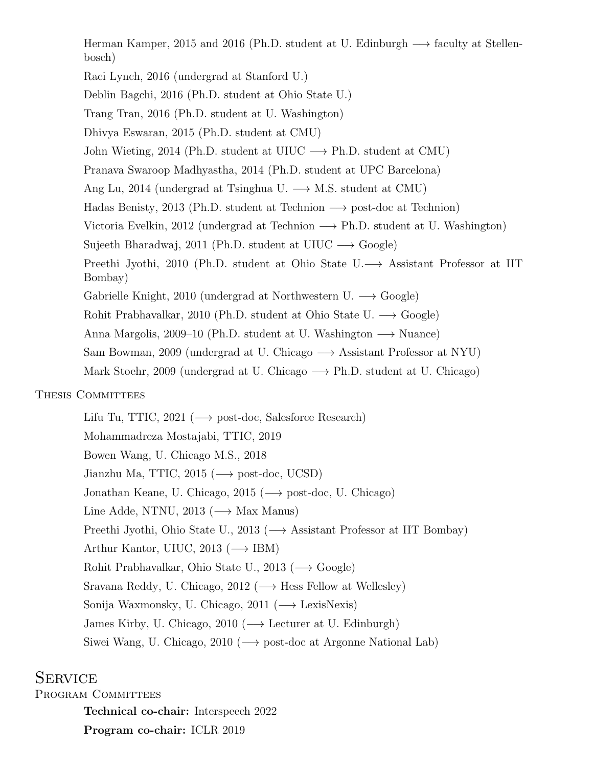Herman Kamper, 2015 and 2016 (Ph.D. student at U. Edinburgh ⟶ faculty at Stellenbosch)

Raci Lynch, 2016 (undergrad at Stanford U.)

Deblin Bagchi, 2016 (Ph.D. student at Ohio State U.)

Trang Tran, 2016 (Ph.D. student at U. Washington)

Dhivya Eswaran, 2015 (Ph.D. student at CMU)

John Wieting, 2014 (Ph.D. student at UIUC ⟶ Ph.D. student at CMU)

Pranava Swaroop Madhyastha, 2014 (Ph.D. student at UPC Barcelona)

Ang Lu, 2014 (undergrad at Tsinghua U. ⟶ M.S. student at CMU)

Hadas Benisty, 2013 (Ph.D. student at Technion ⟶ post-doc at Technion)

Victoria Evelkin, 2012 (undergrad at Technion ⟶ Ph.D. student at U. Washington)

Sujeeth Bharadwaj, 2011 (Ph.D. student at UIUC ⟶ Google)

Preethi Jyothi, 2010 (Ph.D. student at Ohio State U.⟶ Assistant Professor at IIT Bombay)

Gabrielle Knight, 2010 (undergrad at Northwestern U. ⟶ Google)

Rohit Prabhavalkar, 2010 (Ph.D. student at Ohio State U. ⟶ Google)

Anna Margolis, 2009–10 (Ph.D. student at U. Washington ⟶ Nuance)

Sam Bowman, 2009 (undergrad at U. Chicago ⟶ Assistant Professor at NYU)

Mark Stoehr, 2009 (undergrad at U. Chicago ⟶ Ph.D. student at U. Chicago)

### Thesis Committees

Lifu Tu, TTIC, 2021 (⟶ post-doc, Salesforce Research)

Mohammadreza Mostajabi, TTIC, 2019

Bowen Wang, U. Chicago M.S., 2018

Jianzhu Ma, TTIC, 2015 (⟶ post-doc, UCSD)

Jonathan Keane, U. Chicago, 2015 (⟶ post-doc, U. Chicago)

Line Adde, NTNU, 2013 (⟶ Max Manus)

Preethi Jyothi, Ohio State U., 2013 (⟶ Assistant Professor at IIT Bombay)

Arthur Kantor, UIUC, 2013 (⟶ IBM)

Rohit Prabhavalkar, Ohio State U., 2013 (⟶ Google)

Sravana Reddy, U. Chicago, 2012 (⟶ Hess Fellow at Wellesley)

Sonija Waxmonsky, U. Chicago, 2011 (⟶ LexisNexis)

James Kirby, U. Chicago, 2010 (⟶ Lecturer at U. Edinburgh)

Siwei Wang, U. Chicago, 2010 (⟶ post-doc at Argonne National Lab)

## Service

### Program Committees

**Technical co-chair:** Interspeech 2022

**Program co-chair:** ICLR 2019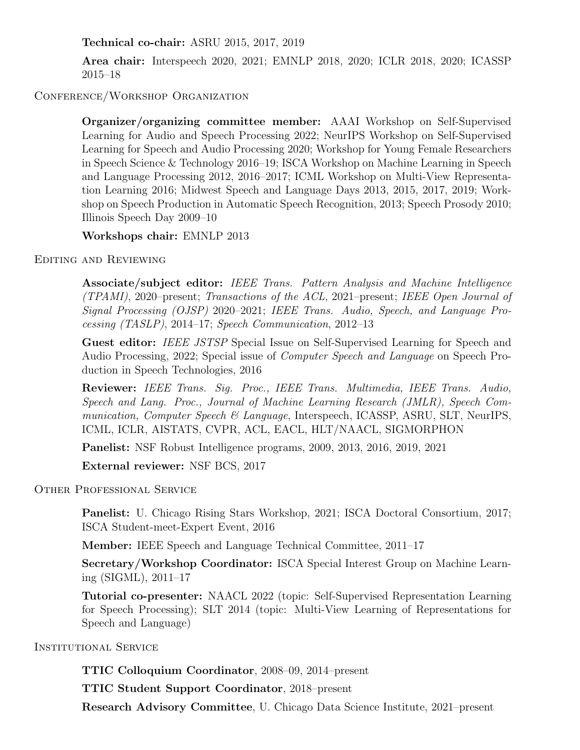**Technical co-chair:** ASRU 2015, 2017, 2019

**Area chair:** Interspeech 2020, 2021; EMNLP 2018, 2020; ICLR 2018, 2020; ICASSP 2015–18

## Conference/Workshop Organization

**Organizer/organizing committee member:** AAAI Workshop on Self-Supervised Learning for Audio and Speech Processing 2022; NeurIPS Workshop on Self-Supervised Learning for Speech and Audio Processing 2020; Workshop for Young Female Researchers in Speech Science & Technology 2016–19; ISCA Workshop on Machine Learning in Speech and Language Processing 2012, 2016–2017; ICML Workshop on Multi-View Representation Learning 2016; Midwest Speech and Language Days 2013, 2015, 2017, 2019; Workshop on Speech Production in Automatic Speech Recognition, 2013; Speech Prosody 2010; Illinois Speech Day 2009–10

**Workshops chair:** EMNLP 2013

## Editing and Reviewing

**Associate/subject editor:** *IEEE Trans. Pattern Analysis and Machine Intelligence (TPAMI)*, 2020–present; *Transactions of the ACL*, 2021–present; *IEEE Open Journal of Signal Processing (OJSP)* 2020–2021; *IEEE Trans. Audio, Speech, and Language Processing (TASLP)*, 2014–17; *Speech Communication*, 2012–13

**Guest editor:** *IEEE JSTSP* Special Issue on Self-Supervised Learning for Speech and Audio Processing, 2022; Special issue of *Computer Speech and Language* on Speech Production in Speech Technologies, 2016

**Reviewer:** *IEEE Trans. Sig. Proc., IEEE Trans. Multimedia, IEEE Trans. Audio, Speech and Lang. Proc., Journal of Machine Learning Research (JMLR), Speech Communication, Computer Speech & Language*, Interspeech, ICASSP, ASRU, SLT, NeurIPS, ICML, ICLR, AISTATS, CVPR, ACL, EACL, HLT/NAACL, SIGMORPHON

**Panelist:** NSF Robust Intelligence programs, 2009, 2013, 2016, 2019, 2021

**External reviewer:** NSF BCS, 2017

## Other Professional Service

**Panelist:** U. Chicago Rising Stars Workshop, 2021; ISCA Doctoral Consortium, 2017; ISCA Student-meet-Expert Event, 2016

**Member:** IEEE Speech and Language Technical Committee, 2011–17

**Secretary/Workshop Coordinator:** ISCA Special Interest Group on Machine Learning (SIGML), 2011–17

**Tutorial co-presenter:** NAACL 2022 (topic: Self-Supervised Representation Learning for Speech Processing); SLT 2014 (topic: Multi-View Learning of Representations for Speech and Language)

## Institutional Service

**TTIC Colloquium Coordinator**, 2008–09, 2014–present

**TTIC Student Support Coordinator**, 2018–present

**Research Advisory Committee**, U. Chicago Data Science Institute, 2021–present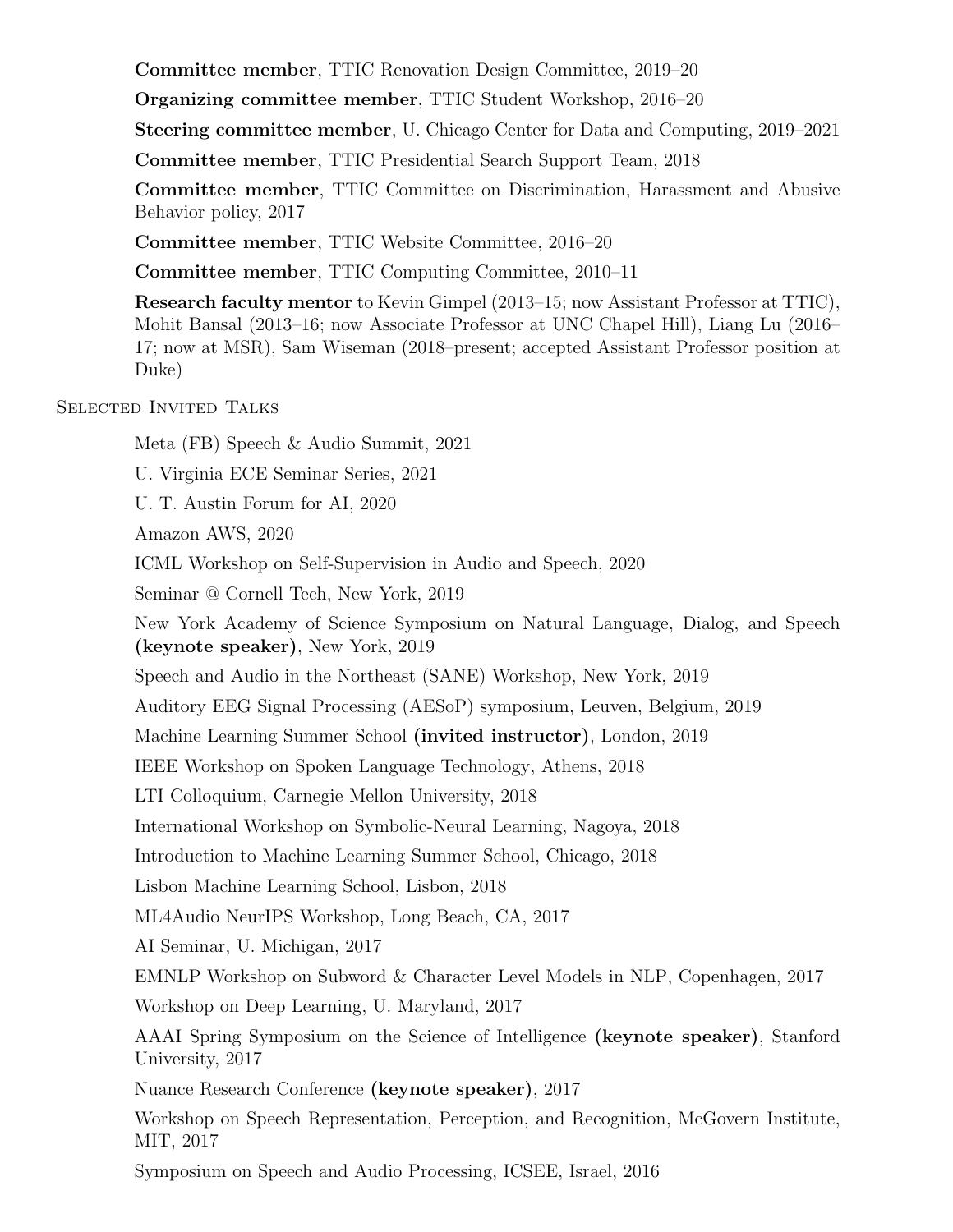**Committee member**, TTIC Renovation Design Committee, 2019–20

**Organizing committee member**, TTIC Student Workshop, 2016–20

**Steering committee member**, U. Chicago Center for Data and Computing, 2019–2021

**Committee member**, TTIC Presidential Search Support Team, 2018

**Committee member**, TTIC Committee on Discrimination, Harassment and Abusive Behavior policy, 2017

**Committee member**, TTIC Website Committee, 2016–20

**Committee member**, TTIC Computing Committee, 2010–11

**Research faculty mentor** to Kevin Gimpel (2013–15; now Assistant Professor at TTIC), Mohit Bansal (2013–16; now Associate Professor at UNC Chapel Hill), Liang Lu (2016–17; now at MSR), Sam Wiseman (2018–present; accepted Assistant Professor position at Duke)

## Selected Invited Talks

Meta (FB) Speech & Audio Summit, 2021

U. Virginia ECE Seminar Series, 2021

U. T. Austin Forum for AI, 2020

Amazon AWS, 2020

ICML Workshop on Self-Supervision in Audio and Speech, 2020

Seminar @ Cornell Tech, New York, 2019

New York Academy of Science Symposium on Natural Language, Dialog, and Speech **(keynote speaker)**, New York, 2019

Speech and Audio in the Northeast (SANE) Workshop, New York, 2019

Auditory EEG Signal Processing (AESoP) symposium, Leuven, Belgium, 2019

Machine Learning Summer School **(invited instructor)**, London, 2019

IEEE Workshop on Spoken Language Technology, Athens, 2018

LTI Colloquium, Carnegie Mellon University, 2018

International Workshop on Symbolic-Neural Learning, Nagoya, 2018

Introduction to Machine Learning Summer School, Chicago, 2018

Lisbon Machine Learning School, Lisbon, 2018

ML4Audio NeurIPS Workshop, Long Beach, CA, 2017

AI Seminar, U. Michigan, 2017

EMNLP Workshop on Subword & Character Level Models in NLP, Copenhagen, 2017

Workshop on Deep Learning, U. Maryland, 2017

AAAI Spring Symposium on the Science of Intelligence **(keynote speaker)**, Stanford University, 2017

Nuance Research Conference **(keynote speaker)**, 2017

Workshop on Speech Representation, Perception, and Recognition, McGovern Institute, MIT, 2017

Symposium on Speech and Audio Processing, ICSEE, Israel, 2016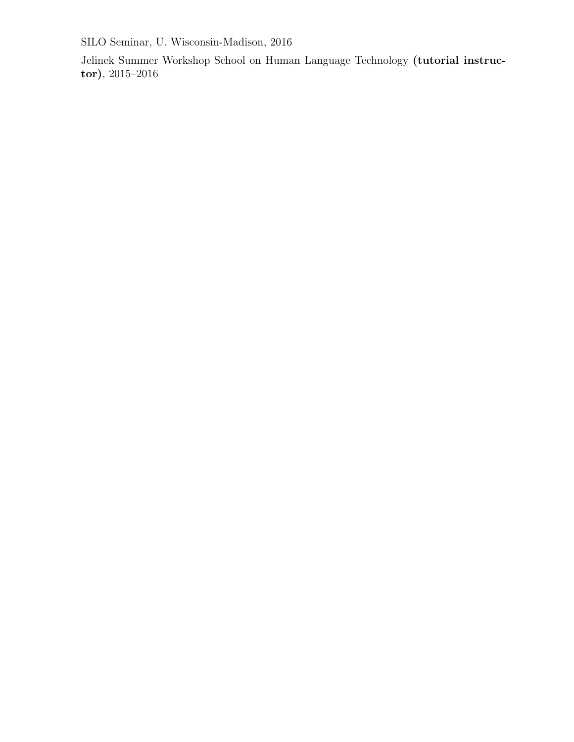SILO Seminar, U. Wisconsin-Madison, 2016

Jelinek Summer Workshop School on Human Language Technology **(tutorial instructor)**, 2015–2016